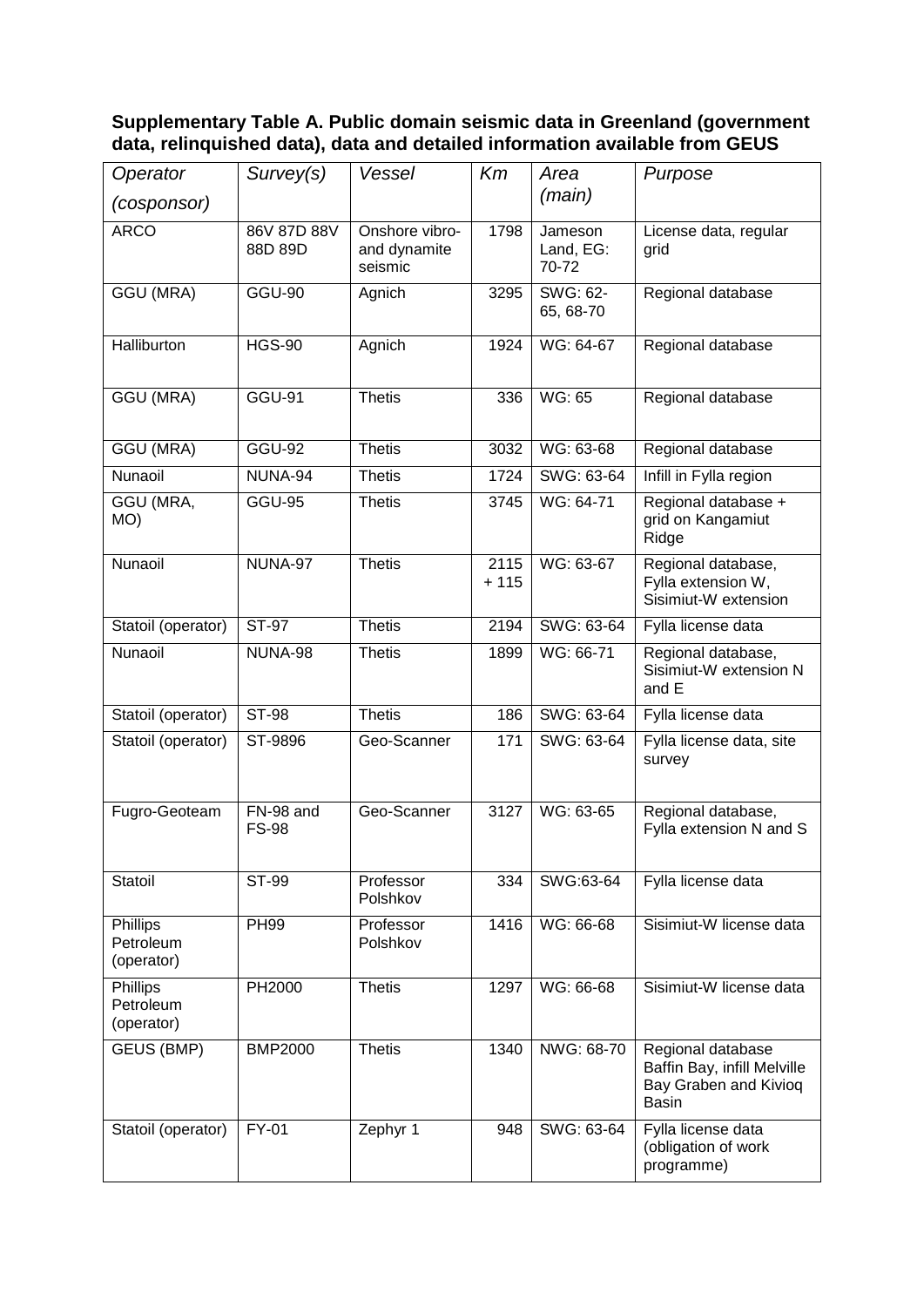**Supplementary Table A. Public domain seismic data in Greenland (government data, relinquished data), data and detailed information available from GEUS**

| *Operator (cosponsor)* | *Survey(s)* | *Vessel* | *Km* | *Area (main)* | *Purpose* |
|---|---|---|---|---|---|
| ARCO | 86V 87D 88V 88D 89D | Onshore vibro- and dynamite seismic | 1798 | Jameson Land, EG: 70-72 | License data, regular grid |
| GGU (MRA) | GGU-90 | Agnich | 3295 | SWG: 62-65, 68-70 | Regional database |
| Halliburton | HGS-90 | Agnich | 1924 | WG: 64-67 | Regional database |
| GGU (MRA) | GGU-91 | Thetis | 336 | WG: 65 | Regional database |
| GGU (MRA) | GGU-92 | Thetis | 3032 | WG: 63-68 | Regional database |
| Nunaoil | NUNA-94 | Thetis | 1724 | SWG: 63-64 | Infill in Fylla region |
| GGU (MRA, MO) | GGU-95 | Thetis | 3745 | WG: 64-71 | Regional database + grid on Kangamiut Ridge |
| Nunaoil | NUNA-97 | Thetis | 2115 + 115 | WG: 63-67 | Regional database, Fylla extension W, Sisimiut-W extension |
| Statoil (operator) | ST-97 | Thetis | 2194 | SWG: 63-64 | Fylla license data |
| Nunaoil | NUNA-98 | Thetis | 1899 | WG: 66-71 | Regional database, Sisimiut-W extension N and E |
| Statoil (operator) | ST-98 | Thetis | 186 | SWG: 63-64 | Fylla license data |
| Statoil (operator) | ST-9896 | Geo-Scanner | 171 | SWG: 63-64 | Fylla license data, site survey |
| Fugro-Geoteam | FN-98 and FS-98 | Geo-Scanner | 3127 | WG: 63-65 | Regional database, Fylla extension N and S |
| Statoil | ST-99 | Professor Polshkov | 334 | SWG:63-64 | Fylla license data |
| Phillips Petroleum (operator) | PH99 | Professor Polshkov | 1416 | WG: 66-68 | Sisimiut-W license data |
| Phillips Petroleum (operator) | PH2000 | Thetis | 1297 | WG: 66-68 | Sisimiut-W license data |
| GEUS (BMP) | BMP2000 | Thetis | 1340 | NWG: 68-70 | Regional database Baffin Bay, infill Melville Bay Graben and Kivioq Basin |
| Statoil (operator) | FY-01 | Zephyr 1 | 948 | SWG: 63-64 | Fylla license data (obligation of work programme) |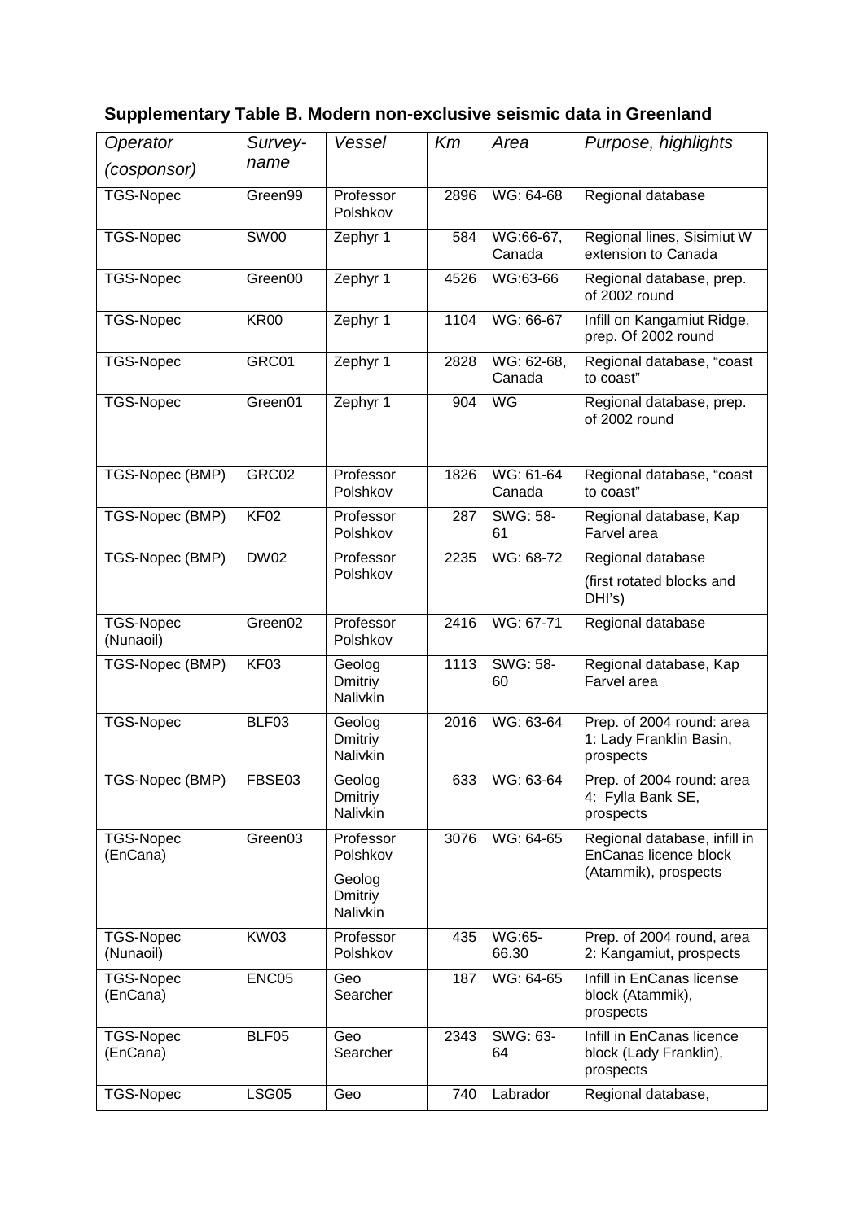**Supplementary Table B. Modern non-exclusive seismic data in Greenland**

| *Operator (cosponsor)* | *Survey-name* | *Vessel* | *Km* | *Area* | *Purpose, highlights* |
|---|---|---|---|---|---|
| TGS-Nopec | Green99 | Professor Polshkov | 2896 | WG: 64-68 | Regional database |
| TGS-Nopec | SW00 | Zephyr 1 | 584 | WG:66-67, Canada | Regional lines, Sisimiut W extension to Canada |
| TGS-Nopec | Green00 | Zephyr 1 | 4526 | WG:63-66 | Regional database, prep. of 2002 round |
| TGS-Nopec | KR00 | Zephyr 1 | 1104 | WG: 66-67 | Infill on Kangamiut Ridge, prep. Of 2002 round |
| TGS-Nopec | GRC01 | Zephyr 1 | 2828 | WG: 62-68, Canada | Regional database, "coast to coast" |
| TGS-Nopec | Green01 | Zephyr 1 | 904 | WG | Regional database, prep. of 2002 round |
| TGS-Nopec (BMP) | GRC02 | Professor Polshkov | 1826 | WG: 61-64 Canada | Regional database, "coast to coast" |
| TGS-Nopec (BMP) | KF02 | Professor Polshkov | 287 | SWG: 58-61 | Regional database, Kap Farvel area |
| TGS-Nopec (BMP) | DW02 | Professor Polshkov | 2235 | WG: 68-72 | Regional database (first rotated blocks and DHI's) |
| TGS-Nopec (Nunaoil) | Green02 | Professor Polshkov | 2416 | WG: 67-71 | Regional database |
| TGS-Nopec (BMP) | KF03 | Geolog Dmitriy Nalivkin | 1113 | SWG: 58-60 | Regional database, Kap Farvel area |
| TGS-Nopec | BLF03 | Geolog Dmitriy Nalivkin | 2016 | WG: 63-64 | Prep. of 2004 round: area 1: Lady Franklin Basin, prospects |
| TGS-Nopec (BMP) | FBSE03 | Geolog Dmitriy Nalivkin | 633 | WG: 63-64 | Prep. of 2004 round: area 4: Fylla Bank SE, prospects |
| TGS-Nopec (EnCana) | Green03 | Professor Polshkov, Geolog Dmitriy Nalivkin | 3076 | WG: 64-65 | Regional database, infill in EnCanas licence block (Atammik), prospects |
| TGS-Nopec (Nunaoil) | KW03 | Professor Polshkov | 435 | WG:65-66.30 | Prep. of 2004 round, area 2: Kangamiut, prospects |
| TGS-Nopec (EnCana) | ENC05 | Geo Searcher | 187 | WG: 64-65 | Infill in EnCanas license block (Atammik), prospects |
| TGS-Nopec (EnCana) | BLF05 | Geo Searcher | 2343 | SWG: 63-64 | Infill in EnCanas licence block (Lady Franklin), prospects |
| TGS-Nopec | LSG05 | Geo | 740 | Labrador | Regional database, |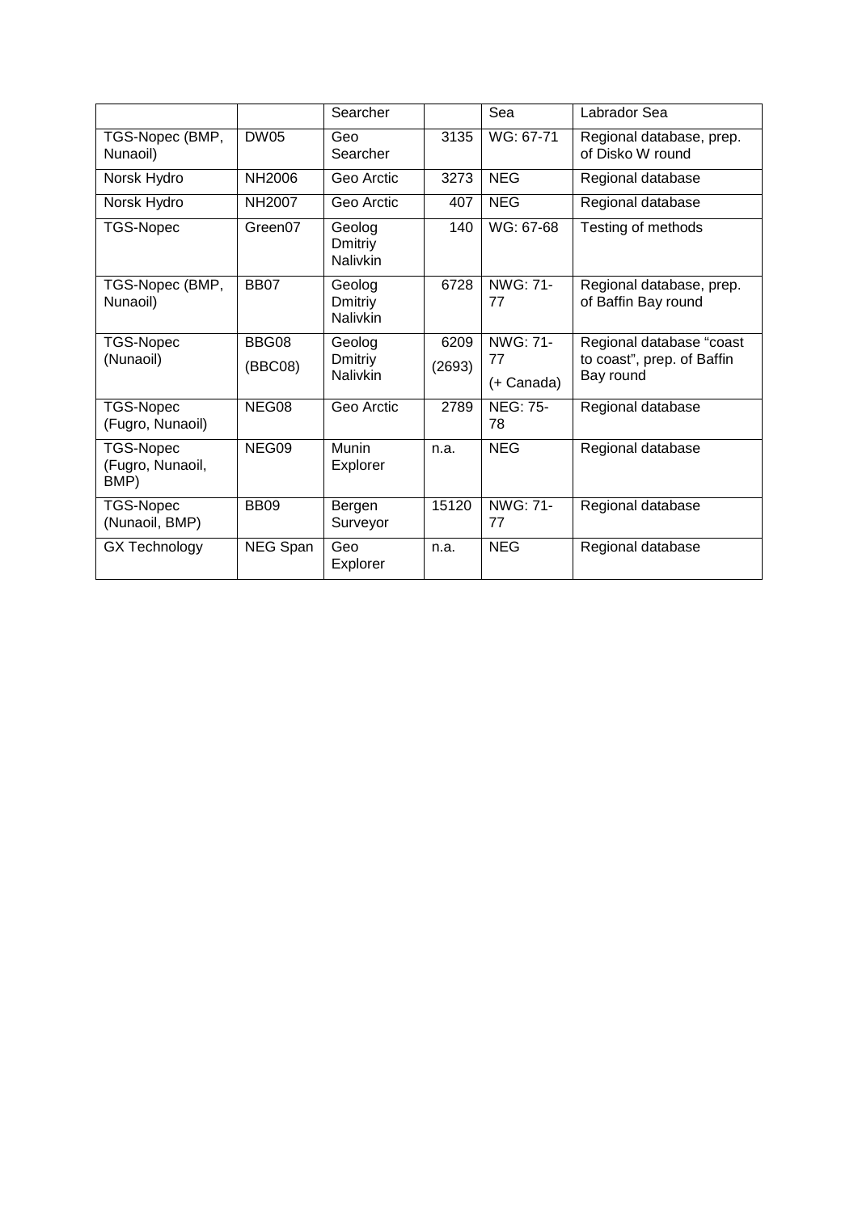| | | Searcher | | Sea | Labrador Sea |
|---|---|---|---|---|---|
| TGS-Nopec (BMP, Nunaoil) | DW05 | Geo Searcher | 3135 | WG: 67-71 | Regional database, prep. of Disko W round |
| Norsk Hydro | NH2006 | Geo Arctic | 3273 | NEG | Regional database |
| Norsk Hydro | NH2007 | Geo Arctic | 407 | NEG | Regional database |
| TGS-Nopec | Green07 | Geolog Dmitriy Nalivkin | 140 | WG: 67-68 | Testing of methods |
| TGS-Nopec (BMP, Nunaoil) | BB07 | Geolog Dmitriy Nalivkin | 6728 | NWG: 71-77 | Regional database, prep. of Baffin Bay round |
| TGS-Nopec (Nunaoil) | BBG08 (BBC08) | Geolog Dmitriy Nalivkin | 6209 (2693) | NWG: 71-77 (+ Canada) | Regional database "coast to coast", prep. of Baffin Bay round |
| TGS-Nopec (Fugro, Nunaoil) | NEG08 | Geo Arctic | 2789 | NEG: 75-78 | Regional database |
| TGS-Nopec (Fugro, Nunaoil, BMP) | NEG09 | Munin Explorer | n.a. | NEG | Regional database |
| TGS-Nopec (Nunaoil, BMP) | BB09 | Bergen Surveyor | 15120 | NWG: 71-77 | Regional database |
| GX Technology | NEG Span | Geo Explorer | n.a. | NEG | Regional database |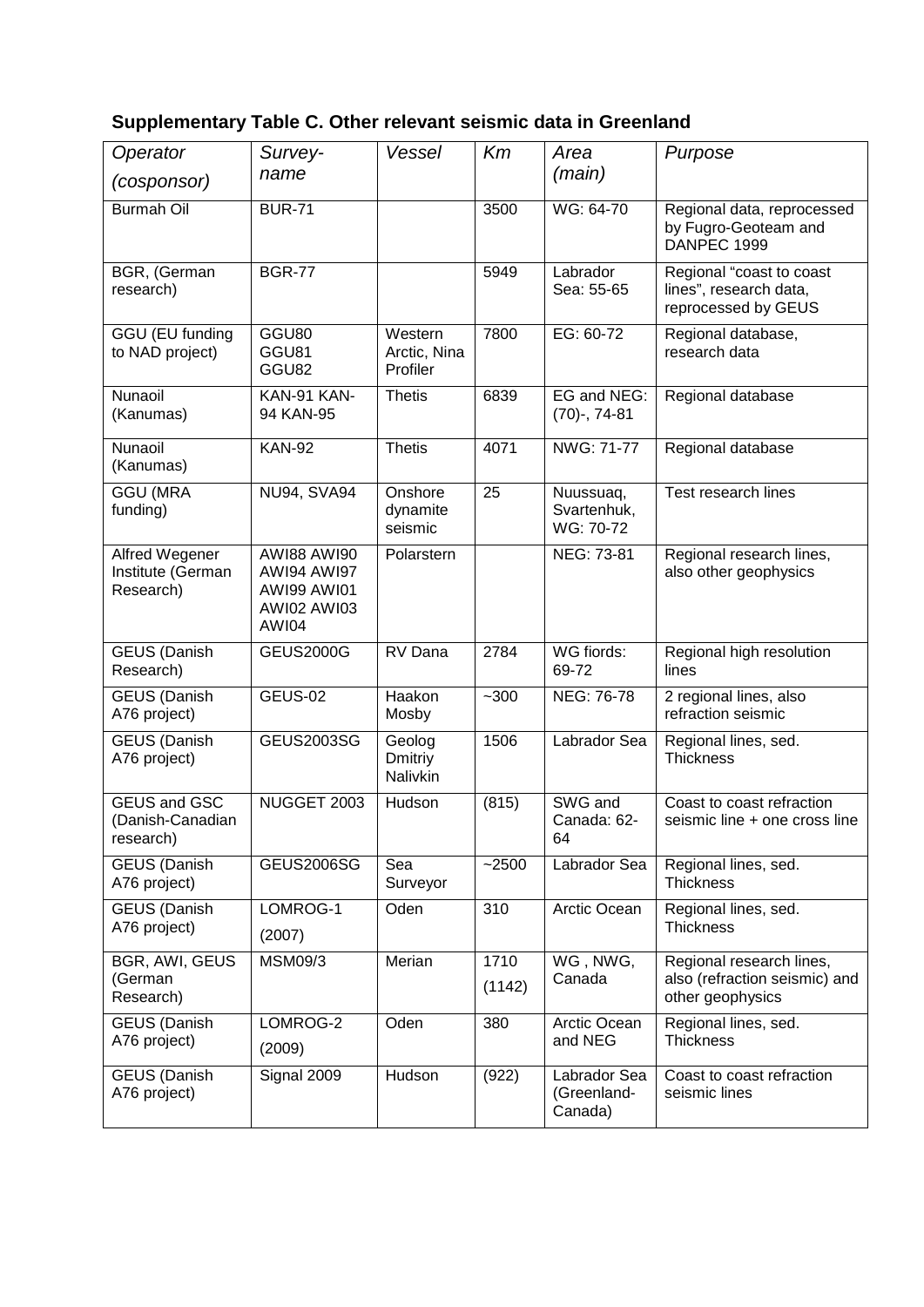**Supplementary Table C. Other relevant seismic data in Greenland**

| *Operator (cosponsor)* | *Survey-name* | *Vessel* | *Km* | *Area (main)* | *Purpose* |
|---|---|---|---|---|---|
| Burmah Oil | BUR-71 | | 3500 | WG: 64-70 | Regional data, reprocessed by Fugro-Geoteam and DANPEC 1999 |
| BGR, (German research) | BGR-77 | | 5949 | Labrador Sea: 55-65 | Regional "coast to coast lines", research data, reprocessed by GEUS |
| GGU (EU funding to NAD project) | GGU80 GGU81 GGU82 | Western Arctic, Nina Profiler | 7800 | EG: 60-72 | Regional database, research data |
| Nunaoil (Kanumas) | KAN-91 KAN-94 KAN-95 | Thetis | 6839 | EG and NEG: (70)-, 74-81 | Regional database |
| Nunaoil (Kanumas) | KAN-92 | Thetis | 4071 | NWG: 71-77 | Regional database |
| GGU (MRA funding) | NU94, SVA94 | Onshore dynamite seismic | 25 | Nuussuaq, Svartenhuk, WG: 70-72 | Test research lines |
| Alfred Wegener Institute (German Research) | AWI88 AWI90 AWI94 AWI97 AWI99 AWI01 AWI02 AWI03 AWI04 | Polarstern | | NEG: 73-81 | Regional research lines, also other geophysics |
| GEUS (Danish Research) | GEUS2000G | RV Dana | 2784 | WG fiords: 69-72 | Regional high resolution lines |
| GEUS (Danish A76 project) | GEUS-02 | Haakon Mosby | ~300 | NEG: 76-78 | 2 regional lines, also refraction seismic |
| GEUS (Danish A76 project) | GEUS2003SG | Geolog Dmitriy Nalivkin | 1506 | Labrador Sea | Regional lines, sed. Thickness |
| GEUS and GSC (Danish-Canadian research) | NUGGET 2003 | Hudson | (815) | SWG and Canada: 62-64 | Coast to coast refraction seismic line + one cross line |
| GEUS (Danish A76 project) | GEUS2006SG | Sea Surveyor | ~2500 | Labrador Sea | Regional lines, sed. Thickness |
| GEUS (Danish A76 project) | LOMROG-1 (2007) | Oden | 310 | Arctic Ocean | Regional lines, sed. Thickness |
| BGR, AWI, GEUS (German Research) | MSM09/3 | Merian | 1710 (1142) | WG , NWG, Canada | Regional research lines, also (refraction seismic) and other geophysics |
| GEUS (Danish A76 project) | LOMROG-2 (2009) | Oden | 380 | Arctic Ocean and NEG | Regional lines, sed. Thickness |
| GEUS (Danish A76 project) | Signal 2009 | Hudson | (922) | Labrador Sea (Greenland-Canada) | Coast to coast refraction seismic lines |